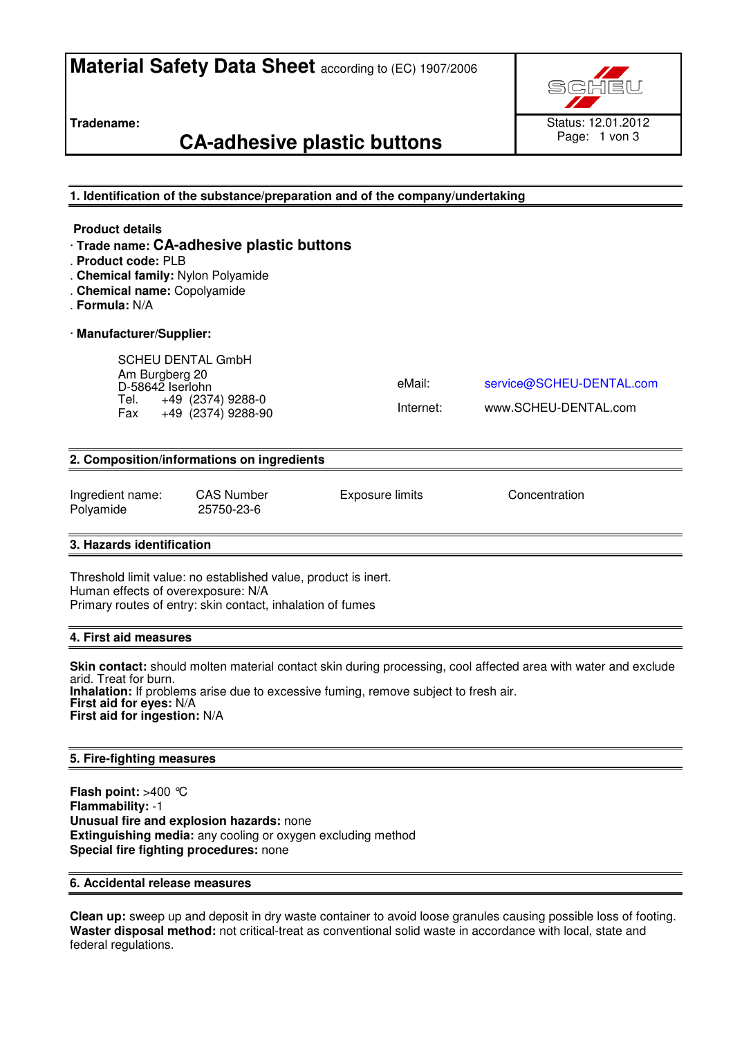# Material Safety Data Sheet according to (EC) 1907/2006

**Tradename:**

## CA-adhesive plastic buttons

Status: 12.01.2012

## 1. Identification of the substance/preparation and of the company/undertaking

**Product details**

- **Trade name: CA-adhesive plastic buttons**
- **Product code:** PLB
- **Chemical family:** Nylon Polyamide
- **Chemical name:** Copolyamide
- **Formula:** N/A

- **Manufacturer/Supplier:**

SCHEU DENTAL GmbH
Am Burgberg 20
D-58642 Iserlohn
Tel. +49 (2374) 9288-0
Fax +49 (2374) 9288-90

eMail: service@SCHEU-DENTAL.com
Internet: www.SCHEU-DENTAL.com

## 2. Composition/informations on ingredients

| Ingredient name: | CAS Number | Exposure limits | Concentration |
|---|---|---|---|
| Polyamide | 25750-23-6 | | |

## 3. Hazards identification

Threshold limit value: no established value, product is inert.
Human effects of overexposure: N/A
Primary routes of entry: skin contact, inhalation of fumes

## 4. First aid measures

**Skin contact:** should molten material contact skin during processing, cool affected area with water and exclude arid. Treat for burn.
**Inhalation:** If problems arise due to excessive fuming, remove subject to fresh air.
**First aid for eyes:** N/A
**First aid for ingestion:** N/A

## 5. Fire-fighting measures

**Flash point:** >400 °C
**Flammability:** -1
**Unusual fire and explosion hazards:** none
**Extinguishing media:** any cooling or oxygen excluding method
**Special fire fighting procedures:** none

## 6. Accidental release measures

**Clean up:** sweep up and deposit in dry waste container to avoid loose granules causing possible loss of footing.
**Waster disposal method:** not critical-treat as conventional solid waste in accordance with local, state and federal regulations.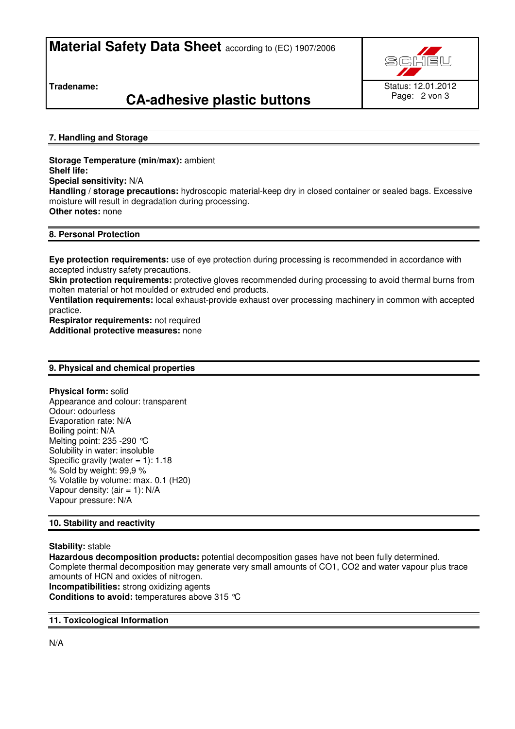## 7. Handling and Storage

**Storage Temperature (min/max):** ambient
**Shelf life:**
**Special sensitivity:** N/A
**Handling / storage precautions:** hydroscopic material-keep dry in closed container or sealed bags. Excessive moisture will result in degradation during processing.
**Other notes:** none

## 8. Personal Protection

**Eye protection requirements:** use of eye protection during processing is recommended in accordance with accepted industry safety precautions.
**Skin protection requirements:** protective gloves recommended during processing to avoid thermal burns from molten material or hot moulded or extruded end products.
**Ventilation requirements:** local exhaust-provide exhaust over processing machinery in common with accepted practice.
**Respirator requirements:** not required
**Additional protective measures:** none

## 9. Physical and chemical properties

**Physical form:** solid
Appearance and colour: transparent
Odour: odourless
Evaporation rate: N/A
Boiling point: N/A
Melting point: 235 -290 °C
Solubility in water: insoluble
Specific gravity (water = 1): 1.18
% Sold by weight: 99,9 %
% Volatile by volume: max. 0.1 (H20)
Vapour density: (air = 1): N/A
Vapour pressure: N/A

## 10. Stability and reactivity

**Stability:** stable
**Hazardous decomposition products:** potential decomposition gases have not been fully determined. Complete thermal decomposition may generate very small amounts of CO1, $CO_2$ and water vapour plus trace amounts of HCN and oxides of nitrogen.
**Incompatibilities:** strong oxidizing agents
**Conditions to avoid:** temperatures above 315 °C

## 11. Toxicological Information

N/A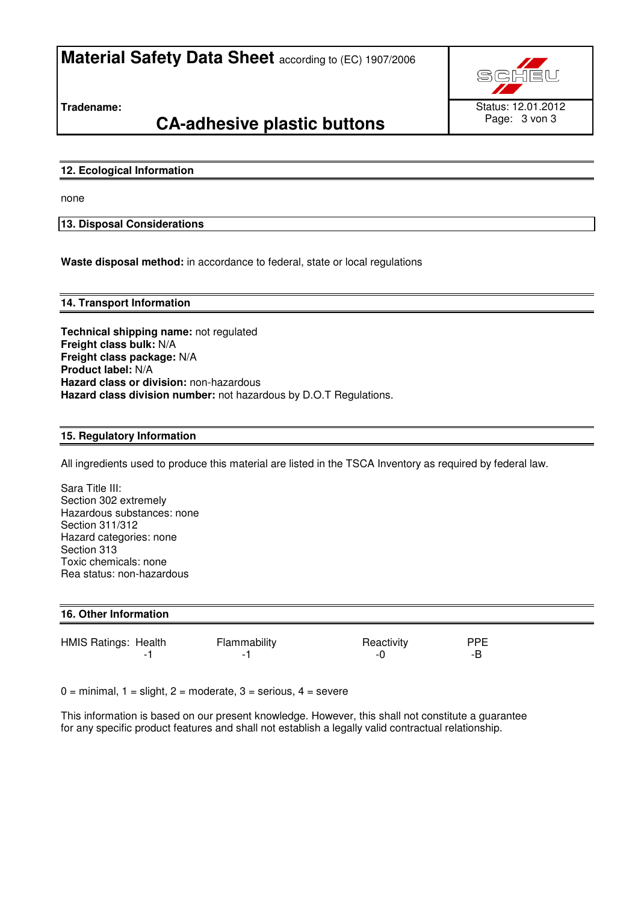## 12. Ecological Information

none

## 13. Disposal Considerations

**Waste disposal method:** in accordance to federal, state or local regulations

## 14. Transport Information

**Technical shipping name:** not regulated
**Freight class bulk:** N/A
**Freight class package:** N/A
**Product label:** N/A
**Hazard class or division:** non-hazardous
**Hazard class division number:** not hazardous by D.O.T Regulations.

## 15. Regulatory Information

All ingredients used to produce this material are listed in the TSCA Inventory as required by federal law.

Sara Title III:
Section 302 extremely
Hazardous substances: none
Section 311/312
Hazard categories: none
Section 313
Toxic chemicals: none
Rea status: non-hazardous

## 16. Other Information

| HMIS Ratings: Health | Flammability | Reactivity | PPE |
|---|---|---|---|
| -1 | -1 | -0 | -B |

0 = minimal, 1 = slight, 2 = moderate, 3 = serious, 4 = severe

This information is based on our present knowledge. However, this shall not constitute a guarantee for any specific product features and shall not establish a legally valid contractual relationship.